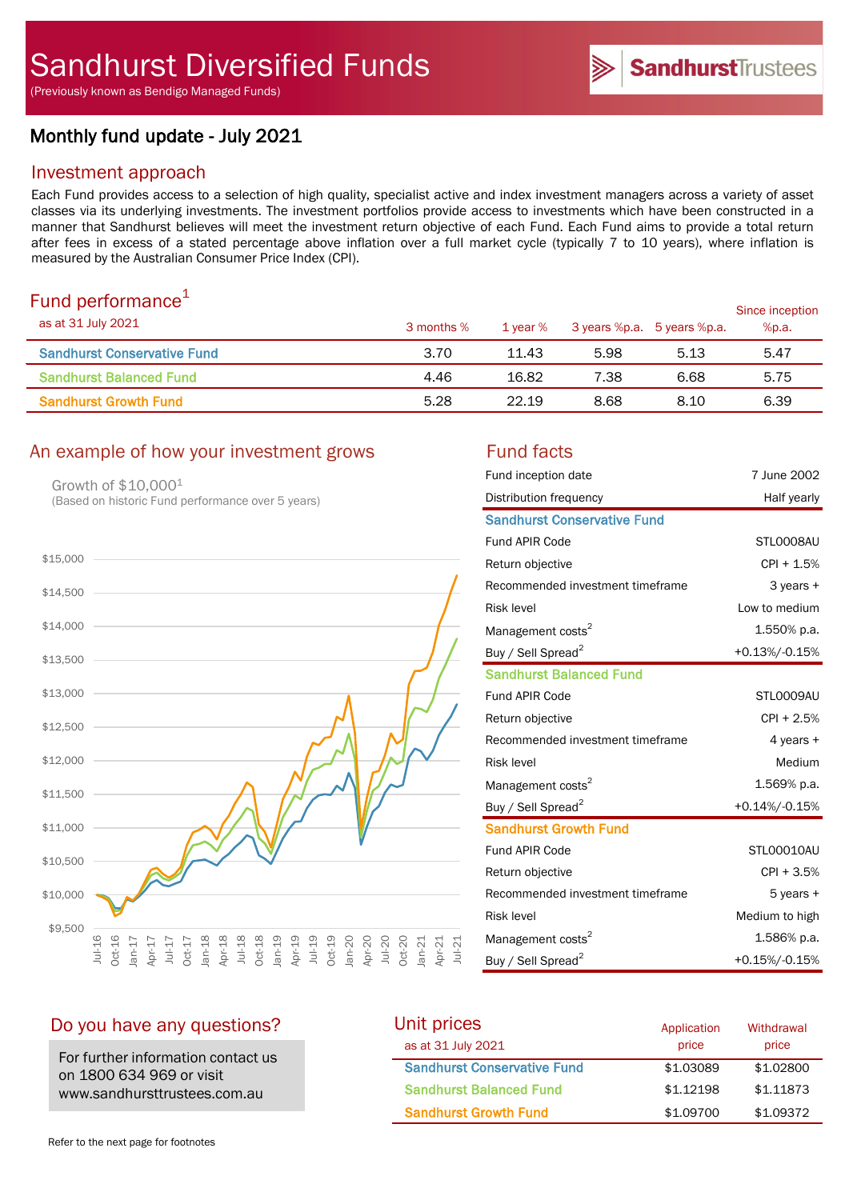# Sandhurst Diversified Funds

(Previously known as Bendigo Managed Funds)

SandhurstTrustees

## Monthly fund update - July 2021

## Investment approach

Each Fund provides access to a selection of high quality, specialist active and index investment managers across a variety of asset classes via its underlying investments. The investment portfolios provide access to investments which have been constructed in a manner that Sandhurst believes will meet the investment return objective of each Fund. Each Fund aims to provide a total return after fees in excess of a stated percentage above inflation over a full market cycle (typically 7 to 10 years), where inflation is measured by the Australian Consumer Price Index (CPI).

## Fund performance[1]

| as at 31 July 2021 | 3 months % | 1 year % | 3 years %p.a. | 5 years %p.a. | Since inception %p.a. |
|---|---|---|---|---|---|
| Sandhurst Conservative Fund | 3.70 | 11.43 | 5.98 | 5.13 | 5.47 |
| Sandhurst Balanced Fund | 4.46 | 16.82 | 7.38 | 6.68 | 5.75 |
| Sandhurst Growth Fund | 5.28 | 22.19 | 8.68 | 8.10 | 6.39 |

## An example of how your investment grows

Growth of $10,000[1]
(Based on historic Fund performance over 5 years)

## Fund facts

| | |
|---|---|
| Fund inception date | 7 June 2002 |
| Distribution frequency | Half yearly |
| **Sandhurst Conservative Fund** | |
| Fund APIR Code | STL0008AU |
| Return objective | CPI + 1.5% |
| Recommended investment timeframe | 3 years + |
| Risk level | Low to medium |
| Management costs[2] | 1.550% p.a. |
| Buy / Sell Spread[2] | +0.13%/-0.15% |
| **Sandhurst Balanced Fund** | |
| Fund APIR Code | STL0009AU |
| Return objective | CPI + 2.5% |
| Recommended investment timeframe | 4 years + |
| Risk level | Medium |
| Management costs[2] | 1.569% p.a. |
| Buy / Sell Spread[2] | +0.14%/-0.15% |
| **Sandhurst Growth Fund** | |
| Fund APIR Code | STL00010AU |
| Return objective | CPI + 3.5% |
| Recommended investment timeframe | 5 years + |
| Risk level | Medium to high |
| Management costs[2] | 1.586% p.a. |
| Buy / Sell Spread[2] | +0.15%/-0.15% |

## Do you have any questions?

For further information contact us on 1800 634 969 or visit www.sandhursttrustees.com.au

## Unit prices

| as at 31 July 2021 | Application price | Withdrawal price |
|---|---|---|
| Sandhurst Conservative Fund | $1.03089 | $1.02800 |
| Sandhurst Balanced Fund | $1.12198 | $1.11873 |
| Sandhurst Growth Fund | $1.09700 | $1.09372 |

Refer to the next page for footnotes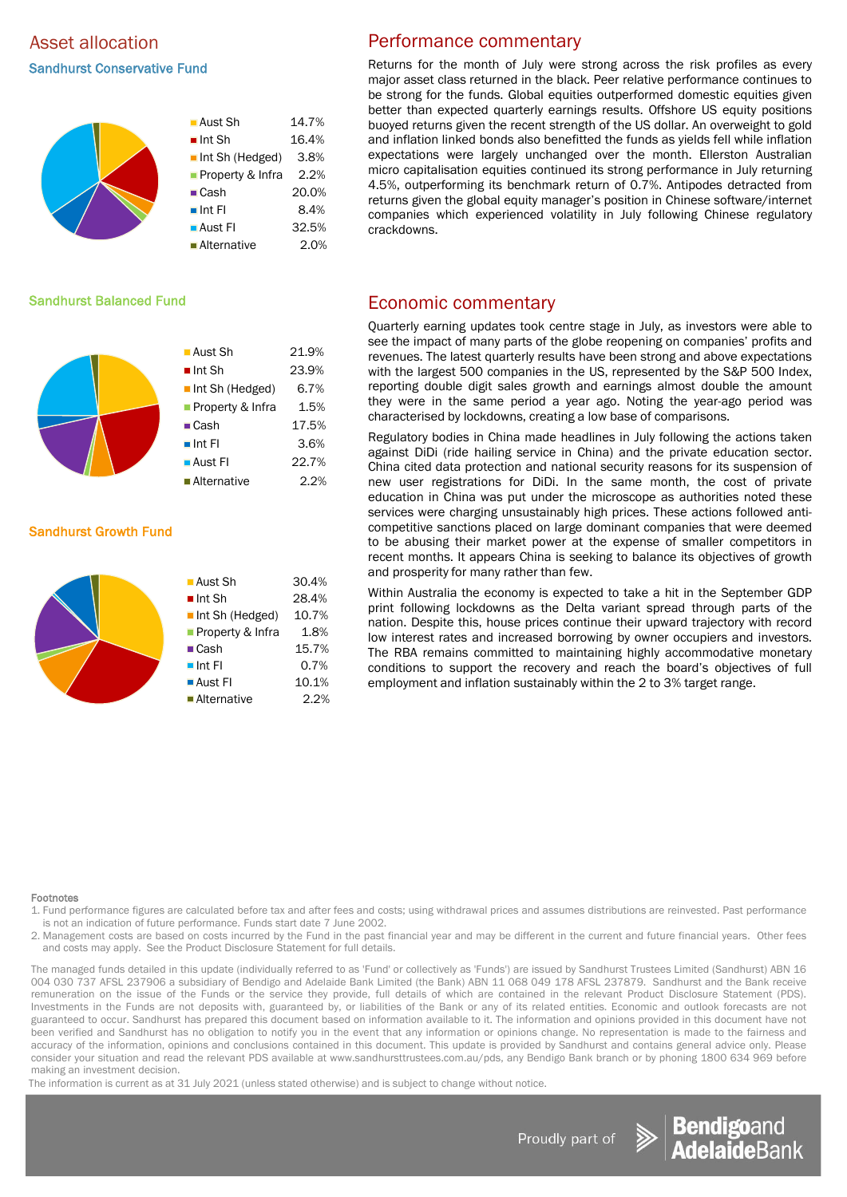# Asset allocation

## Sandhurst Conservative Fund

Aust Sh 14.7%
Int Sh 16.4%
Int Sh (Hedged) 3.8%
Property & Infra 2.2%
Cash 20.0%
Int FI 8.4%
Aust FI 32.5%
Alternative 2.0%

## Sandhurst Balanced Fund

Aust Sh 21.9%
Int Sh 23.9%
Int Sh (Hedged) 6.7%
Property & Infra 1.5%
Cash 17.5%
Int FI 3.6%
Aust FI 22.7%
Alternative 2.2%

## Sandhurst Growth Fund

Aust Sh 30.4%
Int Sh 28.4%
Int Sh (Hedged) 10.7%
Property & Infra 1.8%
Cash 15.7%
Int FI 0.7%
Aust FI 10.1%
Alternative 2.2%

# Performance commentary

Returns for the month of July were strong across the risk profiles as every major asset class returned in the black. Peer relative performance continues to be strong for the funds. Global equities outperformed domestic equities given better than expected quarterly earnings results. Offshore US equity positions buoyed returns given the recent strength of the US dollar. An overweight to gold and inflation linked bonds also benefitted the funds as yields fell while inflation expectations were largely unchanged over the month. Ellerston Australian micro capitalisation equities continued its strong performance in July returning 4.5%, outperforming its benchmark return of 0.7%. Antipodes detracted from returns given the global equity manager's position in Chinese software/internet companies which experienced volatility in July following Chinese regulatory crackdowns.

# Economic commentary

Quarterly earning updates took centre stage in July, as investors were able to see the impact of many parts of the globe reopening on companies' profits and revenues. The latest quarterly results have been strong and above expectations with the largest 500 companies in the US, represented by the S&P 500 Index, reporting double digit sales growth and earnings almost double the amount they were in the same period a year ago. Noting the year-ago period was characterised by lockdowns, creating a low base of comparisons.

Regulatory bodies in China made headlines in July following the actions taken against DiDi (ride hailing service in China) and the private education sector. China cited data protection and national security reasons for its suspension of new user registrations for DiDi. In the same month, the cost of private education in China was put under the microscope as authorities noted these services were charging unsustainably high prices. These actions followed anti-competitive sanctions placed on large dominant companies that were deemed to be abusing their market power at the expense of smaller competitors in recent months. It appears China is seeking to balance its objectives of growth and prosperity for many rather than few.

Within Australia the economy is expected to take a hit in the September GDP print following lockdowns as the Delta variant spread through parts of the nation. Despite this, house prices continue their upward trajectory with record low interest rates and increased borrowing by owner occupiers and investors. The RBA remains committed to maintaining highly accommodative monetary conditions to support the recovery and reach the board's objectives of full employment and inflation sustainably within the 2 to 3% target range.

**Footnotes**

1. Fund performance figures are calculated before tax and after fees and costs; using withdrawal prices and assumes distributions are reinvested. Past performance is not an indication of future performance. Funds start date 7 June 2002.
2. Management costs are based on costs incurred by the Fund in the past financial year and may be different in the current and future financial years. Other fees and costs may apply. See the Product Disclosure Statement for full details.

The managed funds detailed in this update (individually referred to as 'Fund' or collectively as 'Funds') are issued by Sandhurst Trustees Limited (Sandhurst) ABN 16 004 030 737 AFSL 237906 a subsidiary of Bendigo and Adelaide Bank Limited (the Bank) ABN 11 068 049 178 AFSL 237879. Sandhurst and the Bank receive remuneration on the issue of the Funds or the service they provide, full details of which are contained in the relevant Product Disclosure Statement (PDS). Investments in the Funds are not deposits with, guaranteed by, or liabilities of the Bank or any of its related entities. Economic and outlook forecasts are not guaranteed to occur. Sandhurst has prepared this document based on information available to it. The information and opinions provided in this document have not been verified and Sandhurst has no obligation to notify you in the event that any information or opinions change. No representation is made to the fairness and accuracy of the information, opinions and conclusions contained in this document. This update is provided by Sandhurst and contains general advice only. Please consider your situation and read the relevant PDS available at www.sandhursttrustees.com.au/pds, any Bendigo Bank branch or by phoning 1800 634 969 before making an investment decision.

The information is current as at 31 July 2021 (unless stated otherwise) and is subject to change without notice.

Proudly part of Bendigo and Adelaide Bank